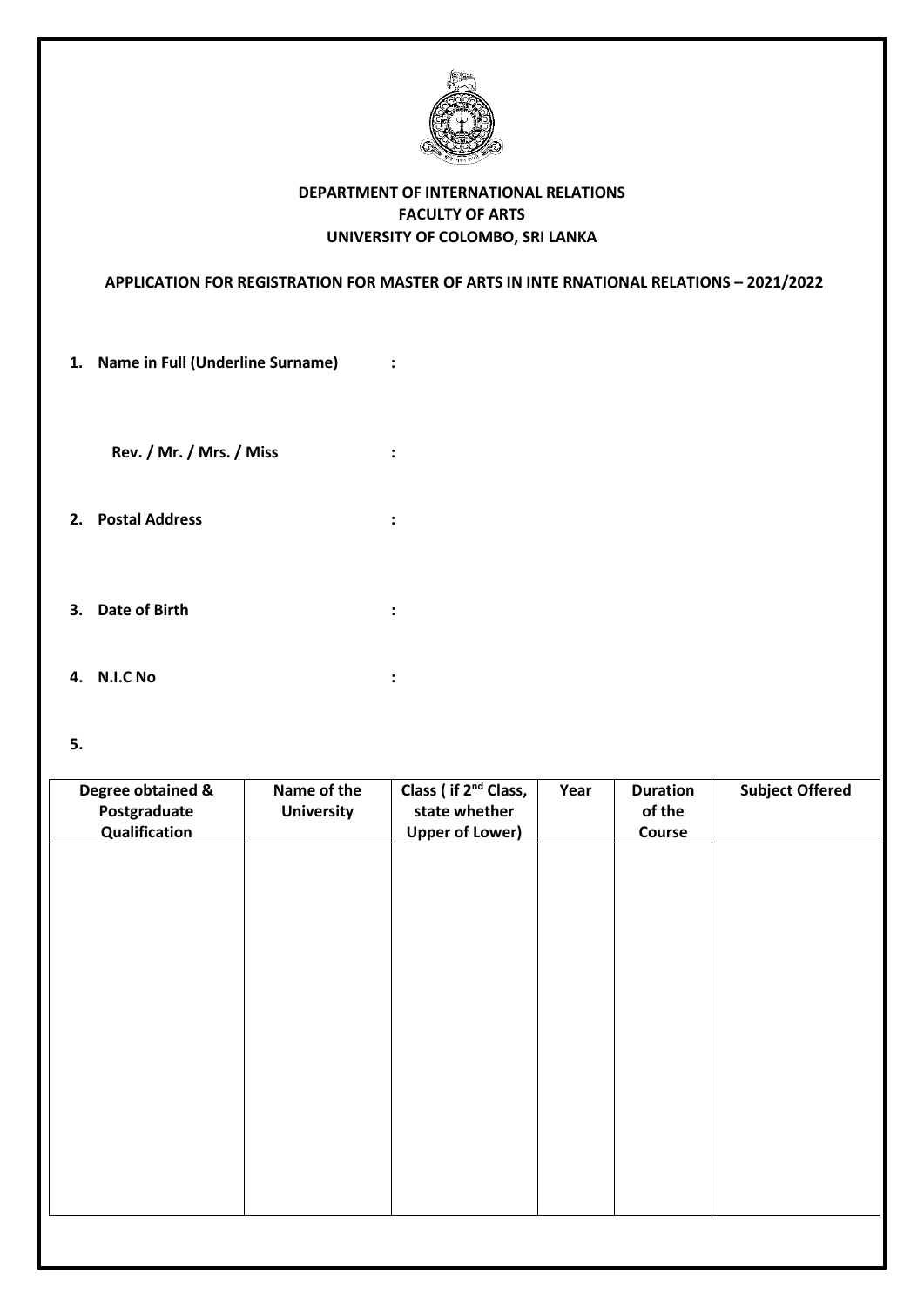**DEPARTMENT OF INTERNATIONAL RELATIONS**
**FACULTY OF ARTS**
**UNIVERSITY OF COLOMBO, SRI LANKA**

**APPLICATION FOR REGISTRATION FOR MASTER OF ARTS IN INTE RNATIONAL RELATIONS – 2021/2022**

1. **Name in Full (Underline Surname)** :

   **Rev. / Mr. / Mrs. / Miss** :

2. **Postal Address** :

3. **Date of Birth** :

4. **N.I.C No** :

5.

| Degree obtained & Postgraduate Qualification | Name of the University | Class ( if 2nd Class, state whether Upper of Lower) | Year | Duration of the Course | Subject Offered |
|---|---|---|---|---|---|
| | | | | | |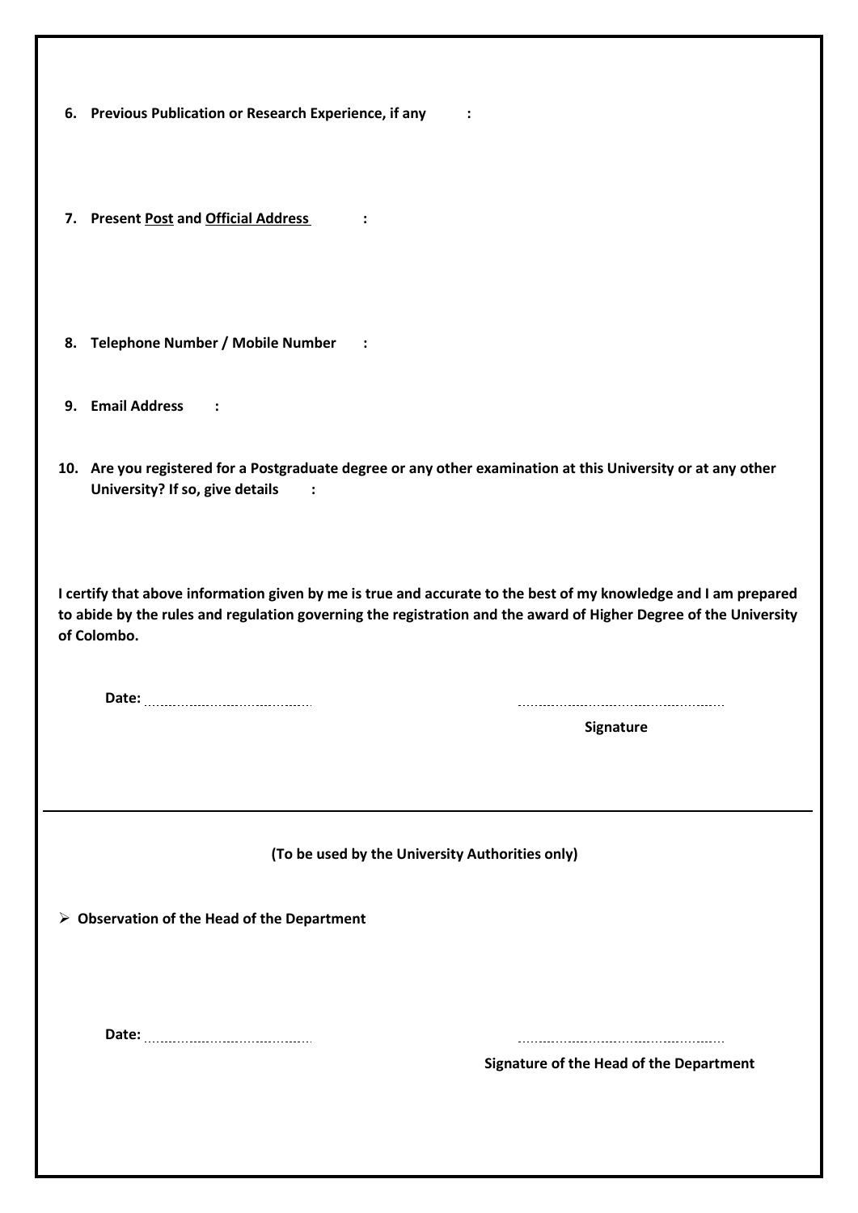6. **Previous Publication or Research Experience, if any :**

7. **Present <u>Post</u> and <u>Official Address</u> :**

8. **Telephone Number / Mobile Number :**

9. **Email Address :**

10. **Are you registered for a Postgraduate degree or any other examination at this University or at any other University? If so, give details :**

**I certify that above information given by me is true and accurate to the best of my knowledge and I am prepared to abide by the rules and regulation governing the registration and the award of Higher Degree of the University of Colombo.**

**Date:** ……………………………… ………………………………………

**Signature**

---

**(To be used by the University Authorities only)**

- **Observation of the Head of the Department**

**Date:** ……………………………… ………………………………………

**Signature of the Head of the Department**